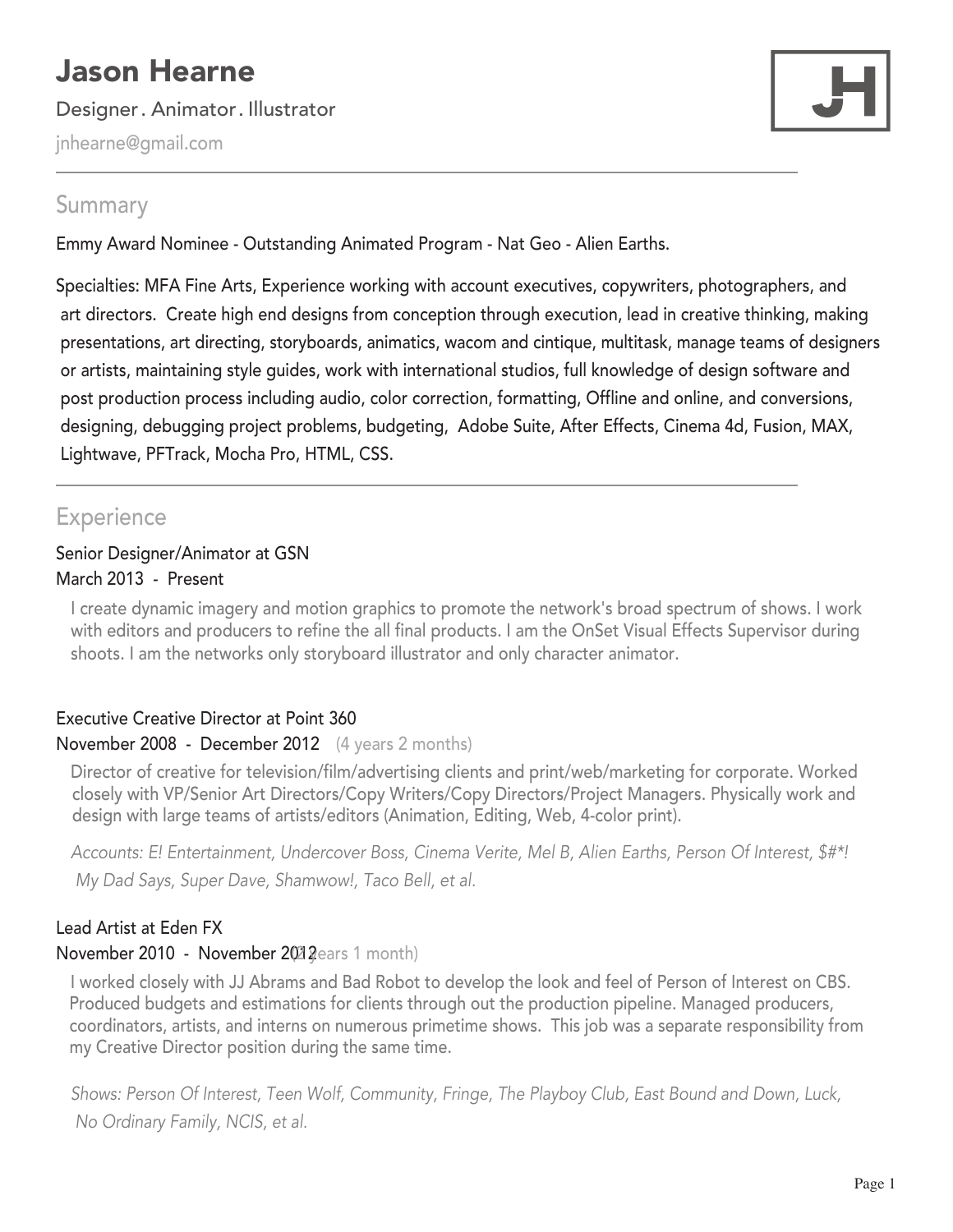# Jason Hearne

Designer. Animator. Illustrator

jnhearne@gmail.com

---

## Summary

Emmy Award Nominee - Outstanding Animated Program - Nat Geo - Alien Earths.

Specialties: MFA Fine Arts, Experience working with account executives, copywriters, photographers, and art directors. Create high end designs from conception through execution, lead in creative thinking, making presentations, art directing, storyboards, animatics, wacom and cintique, multitask, manage teams of designers or artists, maintaining style guides, work with international studios, full knowledge of design software and post production process including audio, color correction, formatting, Offline and online, and conversions, designing, debugging project problems, budgeting, Adobe Suite, After Effects, Cinema 4d, Fusion, MAX, Lightwave, PFTrack, Mocha Pro, HTML, CSS.

---

## Experience

### Senior Designer/Animator at GSN

March 2013 - Present

I create dynamic imagery and motion graphics to promote the network's broad spectrum of shows. I work with editors and producers to refine the all final products. I am the OnSet Visual Effects Supervisor during shoots. I am the networks only storyboard illustrator and only character animator.

### Executive Creative Director at Point 360

November 2008 - December 2012 (4 years 2 months)

Director of creative for television/film/advertising clients and print/web/marketing for corporate. Worked closely with VP/Senior Art Directors/Copy Writers/Copy Directors/Project Managers. Physically work and design with large teams of artists/editors (Animation, Editing, Web, 4-color print).

*Accounts: E! Entertainment, Undercover Boss, Cinema Verite, Mel B, Alien Earths, Person Of Interest, $#*! My Dad Says, Super Dave, Shamwow!, Taco Bell, et al.*

### Lead Artist at Eden FX

November 2010 - November 2012 (2 years 1 month)

I worked closely with JJ Abrams and Bad Robot to develop the look and feel of Person of Interest on CBS. Produced budgets and estimations for clients through out the production pipeline. Managed producers, coordinators, artists, and interns on numerous primetime shows. This job was a separate responsibility from my Creative Director position during the same time.

*Shows: Person Of Interest, Teen Wolf, Community, Fringe, The Playboy Club, East Bound and Down, Luck, No Ordinary Family, NCIS, et al.*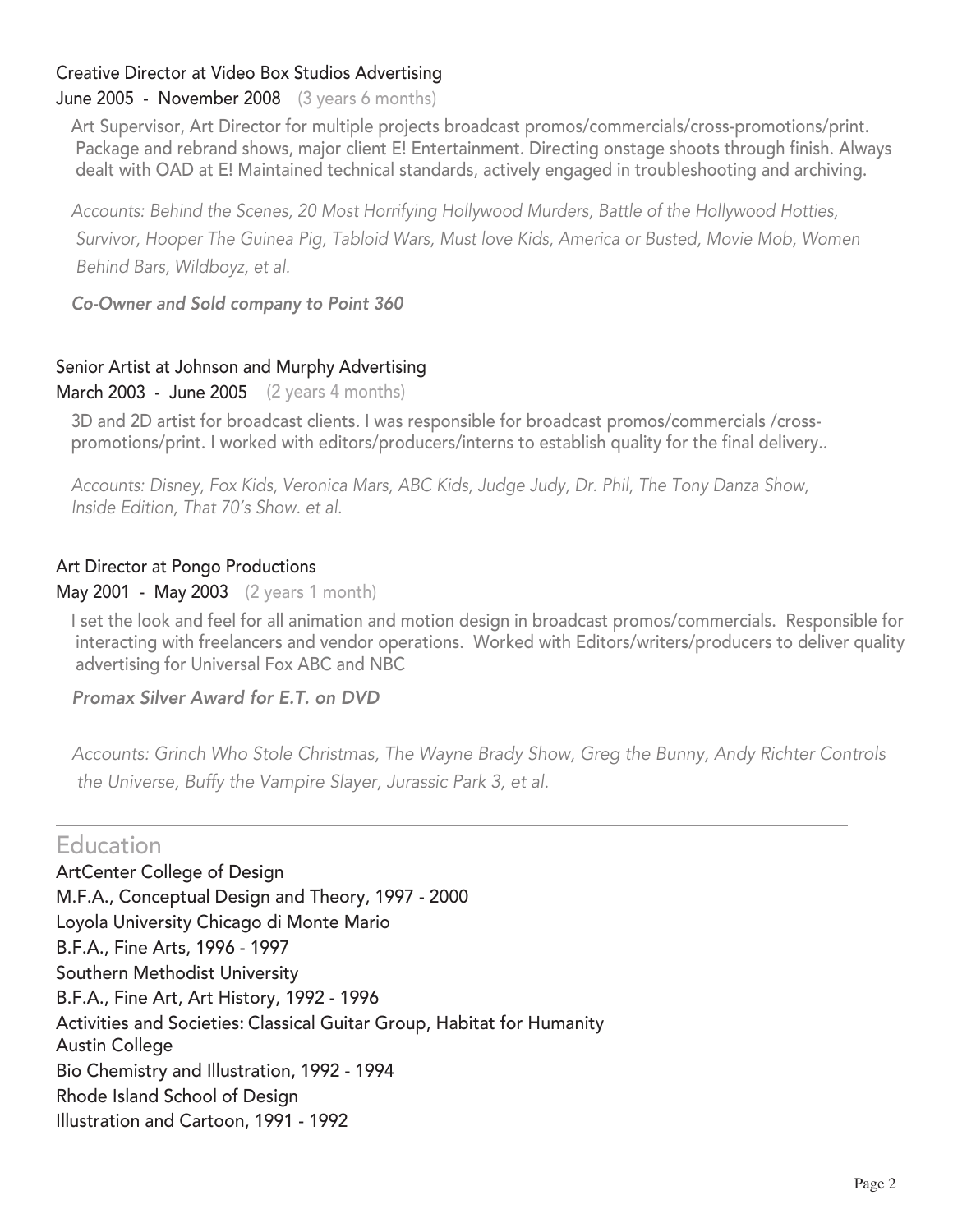### Creative Director at Video Box Studios Advertising

June 2005 - November 2008 (3 years 6 months)

Art Supervisor, Art Director for multiple projects broadcast promos/commercials/cross-promotions/print. Package and rebrand shows, major client E! Entertainment. Directing onstage shoots through finish. Always dealt with OAD at E! Maintained technical standards, actively engaged in troubleshooting and archiving.

*Accounts: Behind the Scenes, 20 Most Horrifying Hollywood Murders, Battle of the Hollywood Hotties, Survivor, Hooper The Guinea Pig, Tabloid Wars, Must love Kids, America or Busted, Movie Mob, Women Behind Bars, Wildboyz, et al.*

***Co-Owner and Sold company to Point 360***

### Senior Artist at Johnson and Murphy Advertising

March 2003 - June 2005 (2 years 4 months)

3D and 2D artist for broadcast clients. I was responsible for broadcast promos/commercials /cross-promotions/print. I worked with editors/producers/interns to establish quality for the final delivery..

*Accounts: Disney, Fox Kids, Veronica Mars, ABC Kids, Judge Judy, Dr. Phil, The Tony Danza Show, Inside Edition, That 70's Show. et al.*

### Art Director at Pongo Productions

May 2001 - May 2003 (2 years 1 month)

I set the look and feel for all animation and motion design in broadcast promos/commercials. Responsible for interacting with freelancers and vendor operations. Worked with Editors/writers/producers to deliver quality advertising for Universal Fox ABC and NBC

***Promax Silver Award for E.T. on DVD***

*Accounts: Grinch Who Stole Christmas, The Wayne Brady Show, Greg the Bunny, Andy Richter Controls the Universe, Buffy the Vampire Slayer, Jurassic Park 3, et al.*

---

## Education

ArtCenter College of Design
M.F.A., Conceptual Design and Theory, 1997 - 2000
Loyola University Chicago di Monte Mario
B.F.A., Fine Arts, 1996 - 1997
Southern Methodist University
B.F.A., Fine Art, Art History, 1992 - 1996
Activities and Societies: Classical Guitar Group, Habitat for Humanity
Austin College
Bio Chemistry and Illustration, 1992 - 1994
Rhode Island School of Design
Illustration and Cartoon, 1991 - 1992